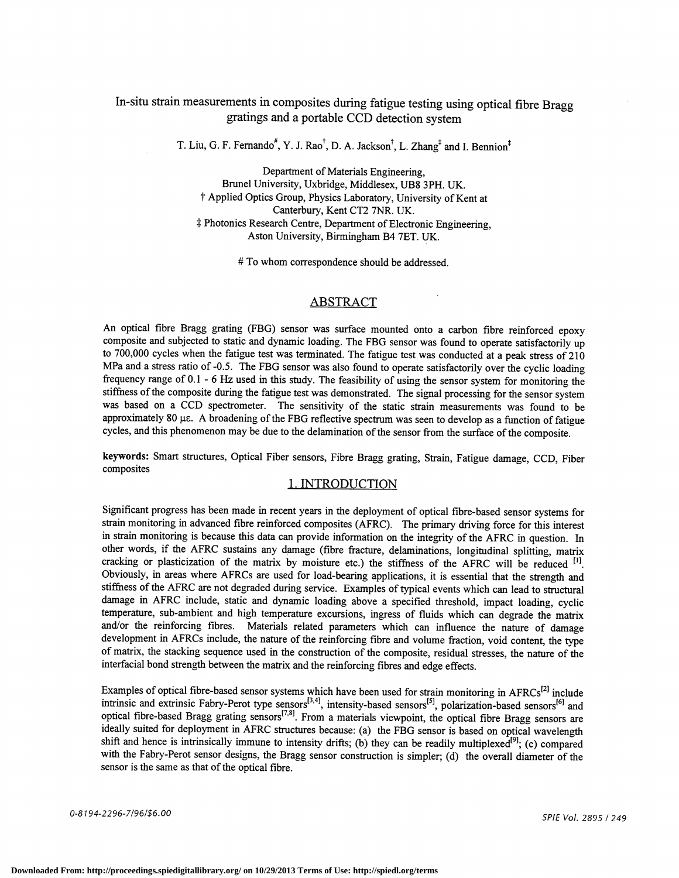# In-situ strain measurements in composites during fatigue testing using optical fibre Bragg gratings and a portable CCD detection system

T. Liu, G. F. Fernando[#], Y. J. Rao[†], D. A. Jackson[†], L. Zhang[‡] and I. Bennion[‡]

Department of Materials Engineering,
Brunel University, Uxbridge, Middlesex, UB8 3PH. UK.
† Applied Optics Group, Physics Laboratory, University of Kent at Canterbury, Kent CT2 7NR. UK.
‡ Photonics Research Centre, Department of Electronic Engineering, Aston University, Birmingham B4 7ET. UK.

# To whom correspondence should be addressed.

## ABSTRACT

An optical fibre Bragg grating (FBG) sensor was surface mounted onto a carbon fibre reinforced epoxy composite and subjected to static and dynamic loading. The FBG sensor was found to operate satisfactorily up to 700,000 cycles when the fatigue test was terminated. The fatigue test was conducted at a peak stress of 210 MPa and a stress ratio of -0.5. The FBG sensor was also found to operate satisfactorily over the cyclic loading frequency range of 0.1 - 6 Hz used in this study. The feasibility of using the sensor system for monitoring the stiffness of the composite during the fatigue test was demonstrated. The signal processing for the sensor system was based on a CCD spectrometer. The sensitivity of the static strain measurements was found to be approximately 80 $\mu\varepsilon$. A broadening of the FBG reflective spectrum was seen to develop as a function of fatigue cycles, and this phenomenon may be due to the delamination of the sensor from the surface of the composite.

**keywords:** Smart structures, Optical Fiber sensors, Fibre Bragg grating, Strain, Fatigue damage, CCD, Fiber composites

## 1. INTRODUCTION

Significant progress has been made in recent years in the deployment of optical fibre-based sensor systems for strain monitoring in advanced fibre reinforced composites (AFRC). The primary driving force for this interest in strain monitoring is because this data can provide information on the integrity of the AFRC in question. In other words, if the AFRC sustains any damage (fibre fracture, delaminations, longitudinal splitting, matrix cracking or plasticization of the matrix by moisture etc.) the stiffness of the AFRC will be reduced [1]. Obviously, in areas where AFRCs are used for load-bearing applications, it is essential that the strength and stiffness of the AFRC are not degraded during service. Examples of typical events which can lead to structural damage in AFRC include, static and dynamic loading above a specified threshold, impact loading, cyclic temperature, sub-ambient and high temperature excursions, ingress of fluids which can degrade the matrix and/or the reinforcing fibres. Materials related parameters which can influence the nature of damage development in AFRCs include, the nature of the reinforcing fibre and volume fraction, void content, the type of matrix, the stacking sequence used in the construction of the composite, residual stresses, the nature of the interfacial bond strength between the matrix and the reinforcing fibres and edge effects.

Examples of optical fibre-based sensor systems which have been used for strain monitoring in AFRCs[2] include intrinsic and extrinsic Fabry-Perot type sensors[3,4], intensity-based sensors[5], polarization-based sensors[6] and optical fibre-based Bragg grating sensors[7,8]. From a materials viewpoint, the optical fibre Bragg sensors are ideally suited for deployment in AFRC structures because: (a) the FBG sensor is based on optical wavelength shift and hence is intrinsically immune to intensity drifts; (b) they can be readily multiplexed[9]; (c) compared with the Fabry-Perot sensor designs, the Bragg sensor construction is simpler; (d) the overall diameter of the sensor is the same as that of the optical fibre.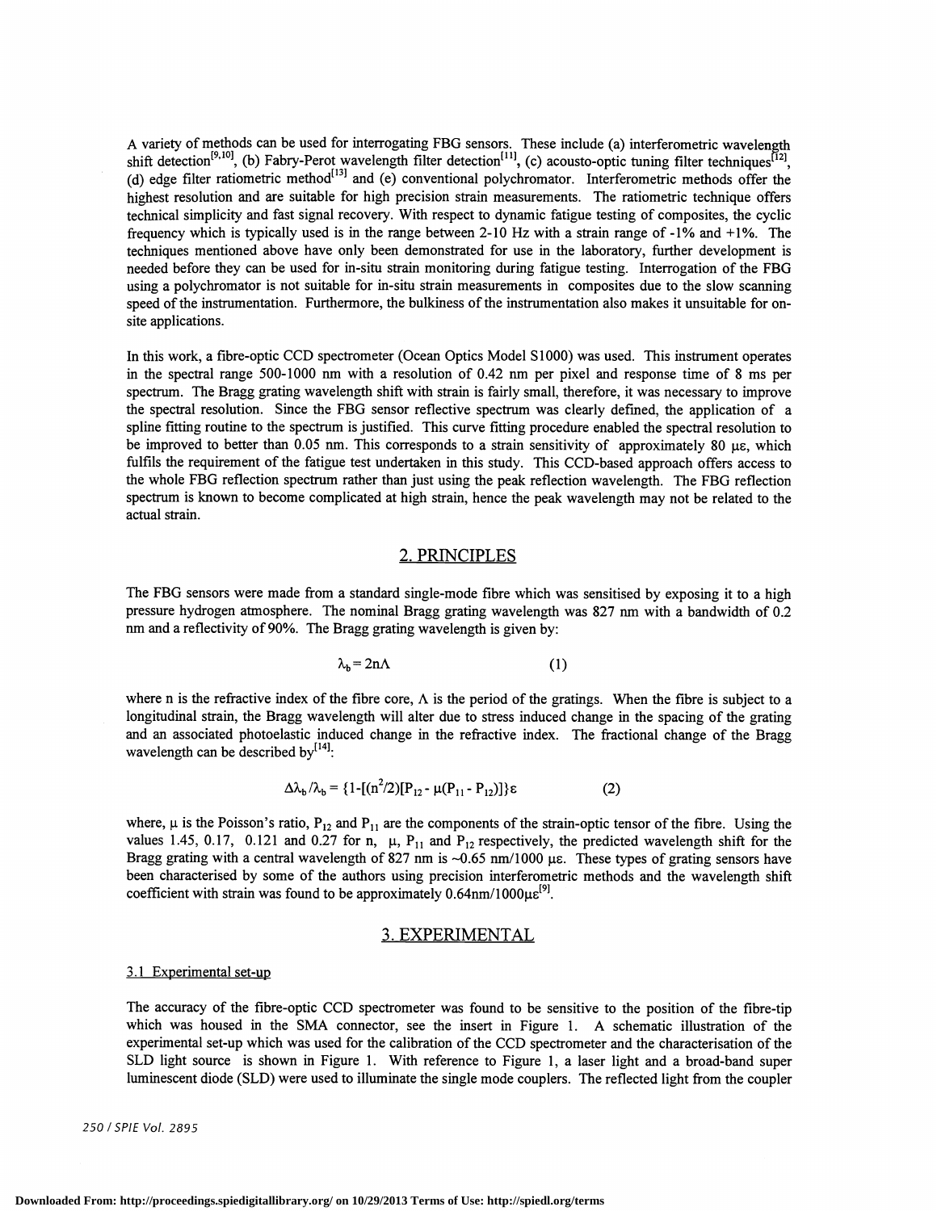A variety of methods can be used for interrogating FBG sensors. These include (a) interferometric wavelength shift detection[9,10], (b) Fabry-Perot wavelength filter detection[11], (c) acousto-optic tuning filter techniques[12], (d) edge filter ratiometric method[13] and (e) conventional polychromator. Interferometric methods offer the highest resolution and are suitable for high precision strain measurements. The ratiometric technique offers technical simplicity and fast signal recovery. With respect to dynamic fatigue testing of composites, the cyclic frequency which is typically used is in the range between 2-10 Hz with a strain range of -1% and +1%. The techniques mentioned above have only been demonstrated for use in the laboratory, further development is needed before they can be used for in-situ strain monitoring during fatigue testing. Interrogation of the FBG using a polychromator is not suitable for in-situ strain measurements in composites due to the slow scanning speed of the instrumentation. Furthermore, the bulkiness of the instrumentation also makes it unsuitable for on-site applications.

In this work, a fibre-optic CCD spectrometer (Ocean Optics Model S1000) was used. This instrument operates in the spectral range 500-1000 nm with a resolution of 0.42 nm per pixel and response time of 8 ms per spectrum. The Bragg grating wavelength shift with strain is fairly small, therefore, it was necessary to improve the spectral resolution. Since the FBG sensor reflective spectrum was clearly defined, the application of a spline fitting routine to the spectrum is justified. This curve fitting procedure enabled the spectral resolution to be improved to better than 0.05 nm. This corresponds to a strain sensitivity of approximately 80 $\mu\varepsilon$, which fulfils the requirement of the fatigue test undertaken in this study. This CCD-based approach offers access to the whole FBG reflection spectrum rather than just using the peak reflection wavelength. The FBG reflection spectrum is known to become complicated at high strain, hence the peak wavelength may not be related to the actual strain.

## 2. PRINCIPLES

The FBG sensors were made from a standard single-mode fibre which was sensitised by exposing it to a high pressure hydrogen atmosphere. The nominal Bragg grating wavelength was 827 nm with a bandwidth of 0.2 nm and a reflectivity of 90%. The Bragg grating wavelength is given by:

$$\lambda_b = 2n\Lambda \qquad (1)$$

where n is the refractive index of the fibre core, $\Lambda$ is the period of the gratings. When the fibre is subject to a longitudinal strain, the Bragg wavelength will alter due to stress induced change in the spacing of the grating and an associated photoelastic induced change in the refractive index. The fractional change of the Bragg wavelength can be described by[14]:

$$\Delta\lambda_b/\lambda_b = \{1-[(n^2/2)[P_{12} - \mu(P_{11} - P_{12})]\}\varepsilon \qquad (2)$$

where, $\mu$ is the Poisson's ratio, $P_{12}$ and $P_{11}$ are the components of the strain-optic tensor of the fibre. Using the values 1.45, 0.17, 0.121 and 0.27 for n, $\mu$, $P_{11}$ and $P_{12}$ respectively, the predicted wavelength shift for the Bragg grating with a central wavelength of 827 nm is ~0.65 nm/1000 $\mu\varepsilon$. These types of grating sensors have been characterised by some of the authors using precision interferometric methods and the wavelength shift coefficient with strain was found to be approximately 0.64nm/1000$\mu\varepsilon$[9].

## 3. EXPERIMENTAL

### 3.1 Experimental set-up

The accuracy of the fibre-optic CCD spectrometer was found to be sensitive to the position of the fibre-tip which was housed in the SMA connector, see the insert in Figure 1. A schematic illustration of the experimental set-up which was used for the calibration of the CCD spectrometer and the characterisation of the SLD light source is shown in Figure 1. With reference to Figure 1, a laser light and a broad-band super luminescent diode (SLD) were used to illuminate the single mode couplers. The reflected light from the coupler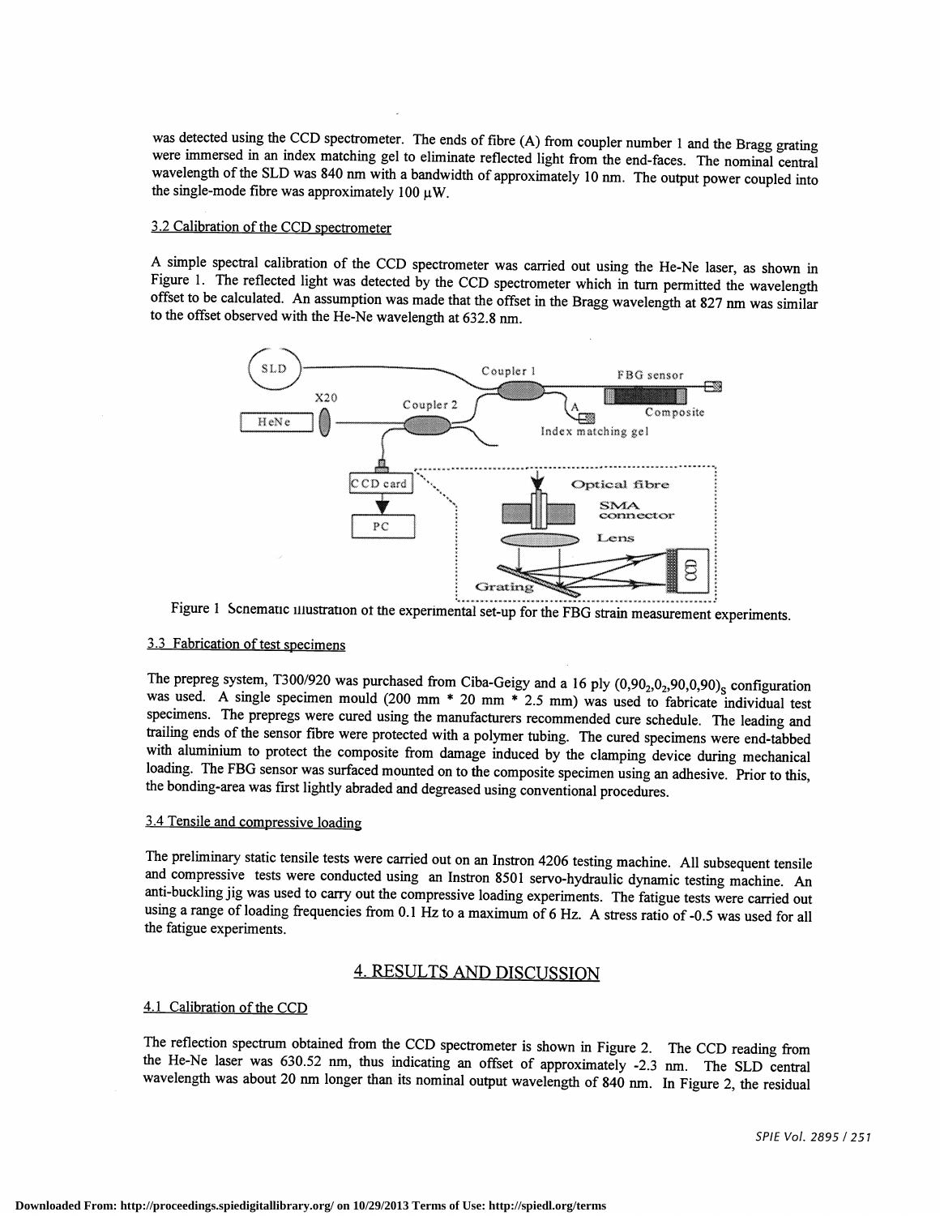was detected using the CCD spectrometer. The ends of fibre (A) from coupler number 1 and the Bragg grating were immersed in an index matching gel to eliminate reflected light from the end-faces. The nominal central wavelength of the SLD was 840 nm with a bandwidth of approximately 10 nm. The output power coupled into the single-mode fibre was approximately 100 μW.

### 3.2 Calibration of the CCD spectrometer

A simple spectral calibration of the CCD spectrometer was carried out using the He-Ne laser, as shown in Figure 1. The reflected light was detected by the CCD spectrometer which in turn permitted the wavelength offset to be calculated. An assumption was made that the offset in the Bragg wavelength at 827 nm was similar to the offset observed with the He-Ne wavelength at 632.8 nm.

Figure 1 Schematic illustration of the experimental set-up for the FBG strain measurement experiments.

### 3.3 Fabrication of test specimens

The prepreg system, T300/920 was purchased from Ciba-Geigy and a 16 ply $(0,90_2,0_2,90,0,90)_S$ configuration was used. A single specimen mould (200 mm * 20 mm * 2.5 mm) was used to fabricate individual test specimens. The prepregs were cured using the manufacturers recommended cure schedule. The leading and trailing ends of the sensor fibre were protected with a polymer tubing. The cured specimens were end-tabbed with aluminium to protect the composite from damage induced by the clamping device during mechanical loading. The FBG sensor was surfaced mounted on to the composite specimen using an adhesive. Prior to this, the bonding-area was first lightly abraded and degreased using conventional procedures.

### 3.4 Tensile and compressive loading

The preliminary static tensile tests were carried out on an Instron 4206 testing machine. All subsequent tensile and compressive tests were conducted using an Instron 8501 servo-hydraulic dynamic testing machine. An anti-buckling jig was used to carry out the compressive loading experiments. The fatigue tests were carried out using a range of loading frequencies from 0.1 Hz to a maximum of 6 Hz. A stress ratio of -0.5 was used for all the fatigue experiments.

## 4. RESULTS AND DISCUSSION

### 4.1 Calibration of the CCD

The reflection spectrum obtained from the CCD spectrometer is shown in Figure 2. The CCD reading from the He-Ne laser was 630.52 nm, thus indicating an offset of approximately -2.3 nm. The SLD central wavelength was about 20 nm longer than its nominal output wavelength of 840 nm. In Figure 2, the residual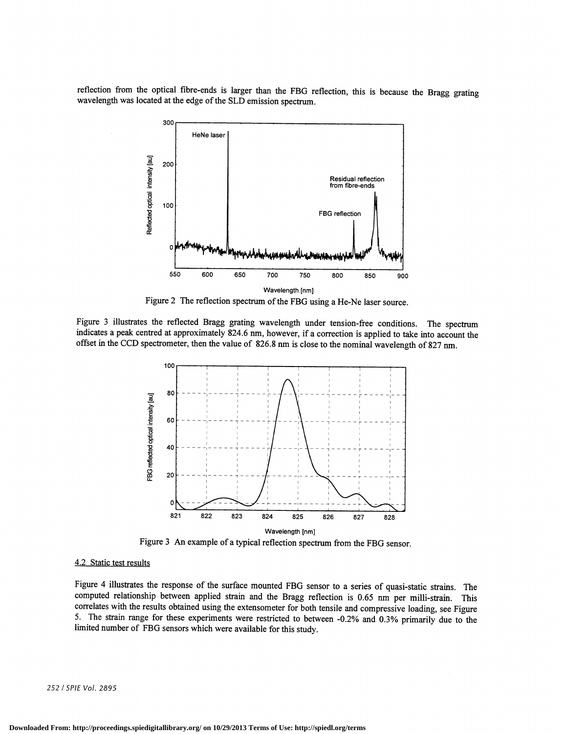reflection from the optical fibre-ends is larger than the FBG reflection, this is because the Bragg grating wavelength was located at the edge of the SLD emission spectrum.

Figure 2 The reflection spectrum of the FBG using a He-Ne laser source.

Figure 3 illustrates the reflected Bragg grating wavelength under tension-free conditions. The spectrum indicates a peak centred at approximately 824.6 nm, however, if a correction is applied to take into account the offset in the CCD spectrometer, then the value of 826.8 nm is close to the nominal wavelength of 827 nm.

Figure 3 An example of a typical reflection spectrum from the FBG sensor.

4.2 Static test results

Figure 4 illustrates the response of the surface mounted FBG sensor to a series of quasi-static strains. The computed relationship between applied strain and the Bragg reflection is 0.65 nm per milli-strain. This correlates with the results obtained using the extensometer for both tensile and compressive loading, see Figure 5. The strain range for these experiments were restricted to between -0.2% and 0.3% primarily due to the limited number of FBG sensors which were available for this study.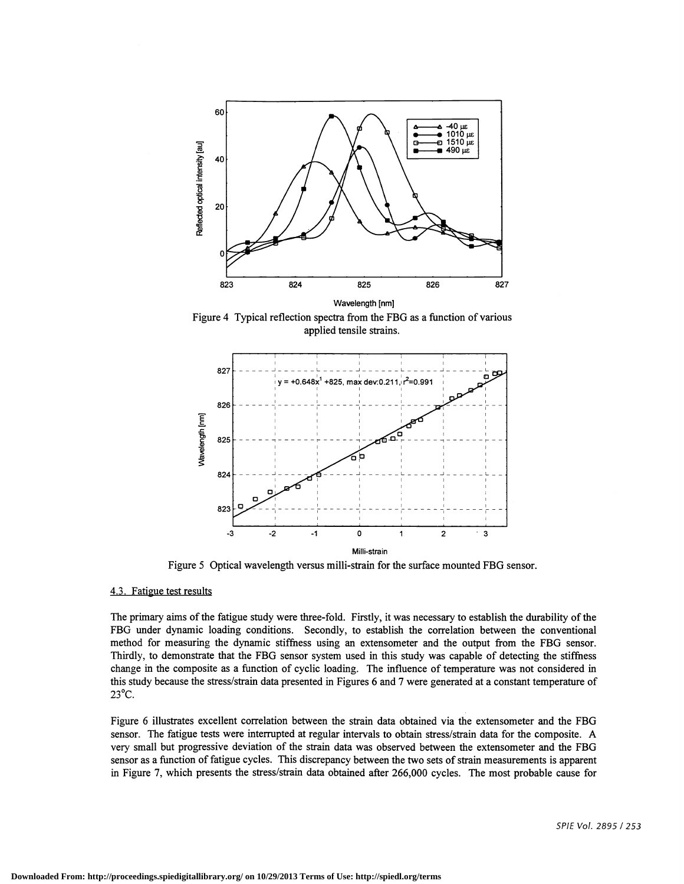Figure 4 Typical reflection spectra from the FBG as a function of various applied tensile strains.

Figure 5 Optical wavelength versus milli-strain for the surface mounted FBG sensor.

### 4.3. Fatigue test results

The primary aims of the fatigue study were three-fold. Firstly, it was necessary to establish the durability of the FBG under dynamic loading conditions. Secondly, to establish the correlation between the conventional method for measuring the dynamic stiffness using an extensometer and the output from the FBG sensor. Thirdly, to demonstrate that the FBG sensor system used in this study was capable of detecting the stiffness change in the composite as a function of cyclic loading. The influence of temperature was not considered in this study because the stress/strain data presented in Figures 6 and 7 were generated at a constant temperature of 23°C.

Figure 6 illustrates excellent correlation between the strain data obtained via the extensometer and the FBG sensor. The fatigue tests were interrupted at regular intervals to obtain stress/strain data for the composite. A very small but progressive deviation of the strain data was observed between the extensometer and the FBG sensor as a function of fatigue cycles. This discrepancy between the two sets of strain measurements is apparent in Figure 7, which presents the stress/strain data obtained after 266,000 cycles. The most probable cause for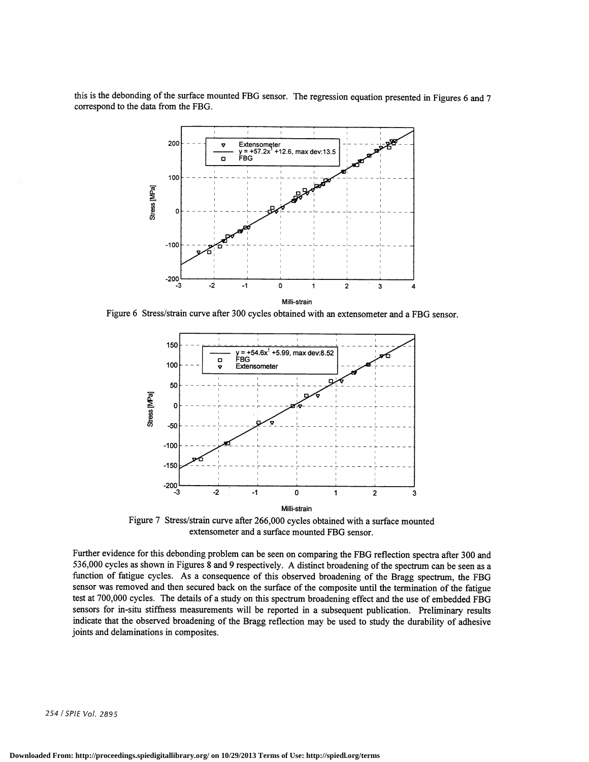this is the debonding of the surface mounted FBG sensor. The regression equation presented in Figures 6 and 7 correspond to the data from the FBG.

Figure 6 Stress/strain curve after 300 cycles obtained with an extensometer and a FBG sensor.

Figure 7 Stress/strain curve after 266,000 cycles obtained with a surface mounted extensometer and a surface mounted FBG sensor.

Further evidence for this debonding problem can be seen on comparing the FBG reflection spectra after 300 and 536,000 cycles as shown in Figures 8 and 9 respectively. A distinct broadening of the spectrum can be seen as a function of fatigue cycles. As a consequence of this observed broadening of the Bragg spectrum, the FBG sensor was removed and then secured back on the surface of the composite until the termination of the fatigue test at 700,000 cycles. The details of a study on this spectrum broadening effect and the use of embedded FBG sensors for in-situ stiffness measurements will be reported in a subsequent publication. Preliminary results indicate that the observed broadening of the Bragg reflection may be used to study the durability of adhesive joints and delaminations in composites.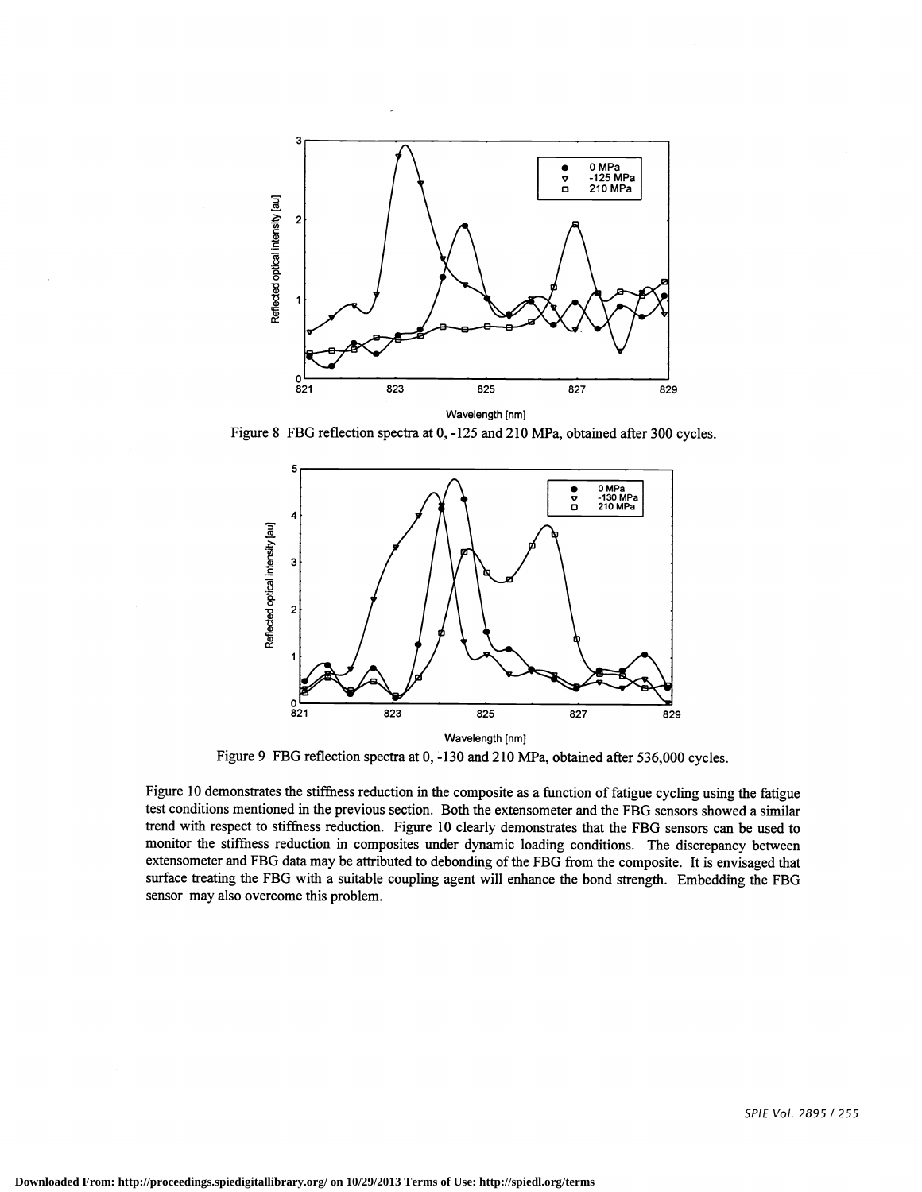Figure 8 FBG reflection spectra at 0, -125 and 210 MPa, obtained after 300 cycles.

Figure 9 FBG reflection spectra at 0, -130 and 210 MPa, obtained after 536,000 cycles.

Figure 10 demonstrates the stiffness reduction in the composite as a function of fatigue cycling using the fatigue test conditions mentioned in the previous section. Both the extensometer and the FBG sensors showed a similar trend with respect to stiffness reduction. Figure 10 clearly demonstrates that the FBG sensors can be used to monitor the stiffness reduction in composites under dynamic loading conditions. The discrepancy between extensometer and FBG data may be attributed to debonding of the FBG from the composite. It is envisaged that surface treating the FBG with a suitable coupling agent will enhance the bond strength. Embedding the FBG sensor may also overcome this problem.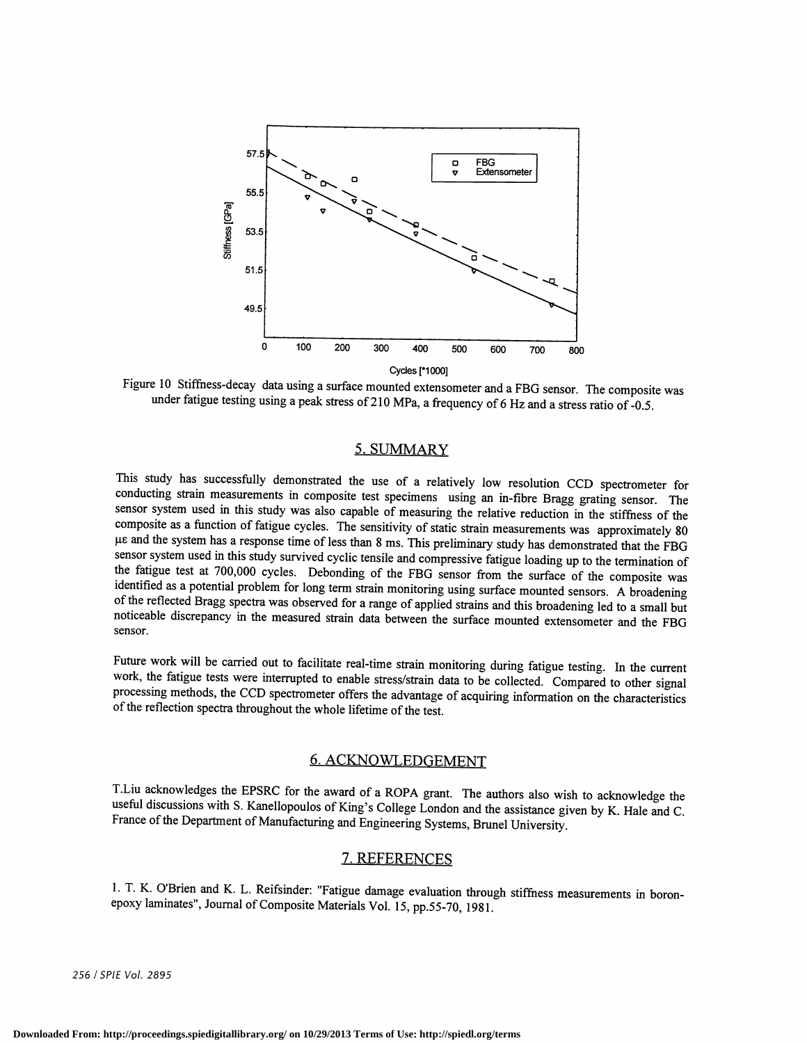Figure 10 Stiffness-decay data using a surface mounted extensometer and a FBG sensor. The composite was under fatigue testing using a peak stress of 210 MPa, a frequency of 6 Hz and a stress ratio of -0.5.

## 5. SUMMARY

This study has successfully demonstrated the use of a relatively low resolution CCD spectrometer for conducting strain measurements in composite test specimens using an in-fibre Bragg grating sensor. The sensor system used in this study was also capable of measuring the relative reduction in the stiffness of the composite as a function of fatigue cycles. The sensitivity of static strain measurements was approximately 80 $\mu\varepsilon$ and the system has a response time of less than 8 ms. This preliminary study has demonstrated that the FBG sensor system used in this study survived cyclic tensile and compressive fatigue loading up to the termination of the fatigue test at 700,000 cycles. Debonding of the FBG sensor from the surface of the composite was identified as a potential problem for long term strain monitoring using surface mounted sensors. A broadening of the reflected Bragg spectra was observed for a range of applied strains and this broadening led to a small but noticeable discrepancy in the measured strain data between the surface mounted extensometer and the FBG sensor.

Future work will be carried out to facilitate real-time strain monitoring during fatigue testing. In the current work, the fatigue tests were interrupted to enable stress/strain data to be collected. Compared to other signal processing methods, the CCD spectrometer offers the advantage of acquiring information on the characteristics of the reflection spectra throughout the whole lifetime of the test.

## 6. ACKNOWLEDGEMENT

T.Liu acknowledges the EPSRC for the award of a ROPA grant. The authors also wish to acknowledge the useful discussions with S. Kanellopoulos of King's College London and the assistance given by K. Hale and C. France of the Department of Manufacturing and Engineering Systems, Brunel University.

## 7. REFERENCES

1. T. K. O'Brien and K. L. Reifsinder: "Fatigue damage evaluation through stiffness measurements in boron-epoxy laminates", Journal of Composite Materials Vol. 15, pp.55-70, 1981.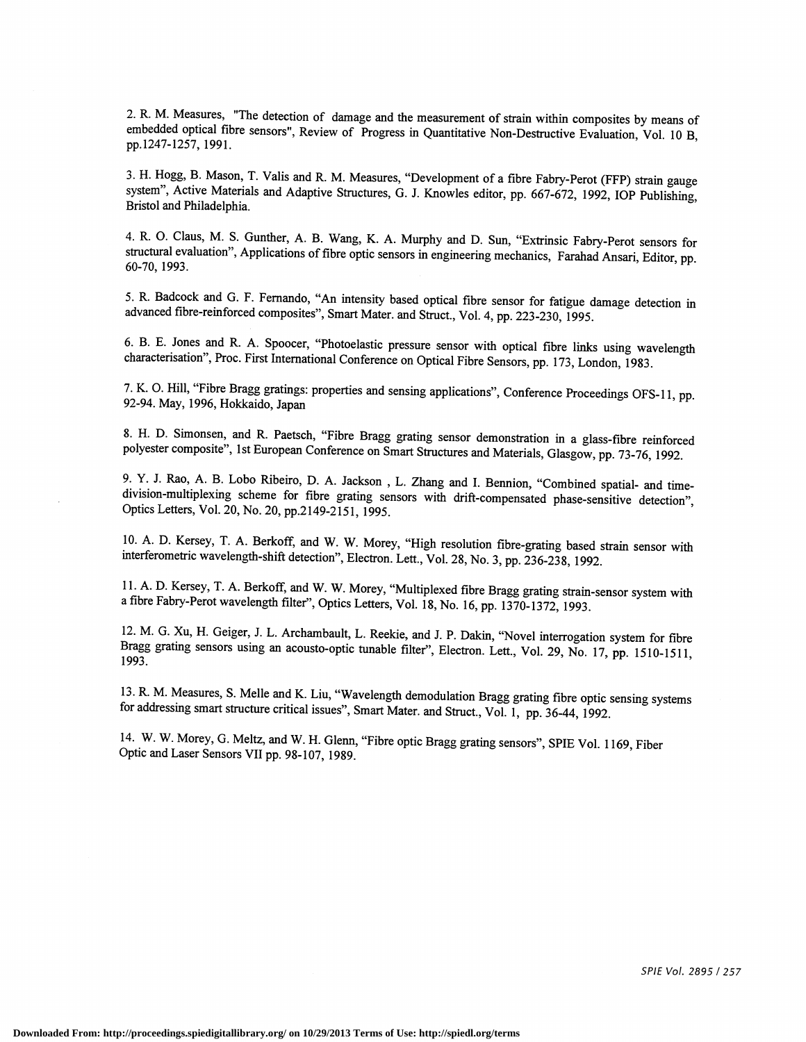2. R. M. Measures, "The detection of damage and the measurement of strain within composites by means of embedded optical fibre sensors", Review of Progress in Quantitative Non-Destructive Evaluation, Vol. 10 B, pp.1247-1257, 1991.

3. H. Hogg, B. Mason, T. Valis and R. M. Measures, "Development of a fibre Fabry-Perot (FFP) strain gauge system", Active Materials and Adaptive Structures, G. J. Knowles editor, pp. 667-672, 1992, IOP Publishing, Bristol and Philadelphia.

4. R. O. Claus, M. S. Gunther, A. B. Wang, K. A. Murphy and D. Sun, "Extrinsic Fabry-Perot sensors for structural evaluation", Applications of fibre optic sensors in engineering mechanics, Farahad Ansari, Editor, pp. 60-70, 1993.

5. R. Badcock and G. F. Fernando, "An intensity based optical fibre sensor for fatigue damage detection in advanced fibre-reinforced composites", Smart Mater. and Struct., Vol. 4, pp. 223-230, 1995.

6. B. E. Jones and R. A. Spoocer, "Photoelastic pressure sensor with optical fibre links using wavelength characterisation", Proc. First International Conference on Optical Fibre Sensors, pp. 173, London, 1983.

7. K. O. Hill, "Fibre Bragg gratings: properties and sensing applications", Conference Proceedings OFS-11, pp. 92-94. May, 1996, Hokkaido, Japan

8. H. D. Simonsen, and R. Paetsch, "Fibre Bragg grating sensor demonstration in a glass-fibre reinforced polyester composite", 1st European Conference on Smart Structures and Materials, Glasgow, pp. 73-76, 1992.

9. Y. J. Rao, A. B. Lobo Ribeiro, D. A. Jackson , L. Zhang and I. Bennion, "Combined spatial- and time-division-multiplexing scheme for fibre grating sensors with drift-compensated phase-sensitive detection", Optics Letters, Vol. 20, No. 20, pp.2149-2151, 1995.

10. A. D. Kersey, T. A. Berkoff, and W. W. Morey, "High resolution fibre-grating based strain sensor with interferometric wavelength-shift detection", Electron. Lett., Vol. 28, No. 3, pp. 236-238, 1992.

11. A. D. Kersey, T. A. Berkoff, and W. W. Morey, "Multiplexed fibre Bragg grating strain-sensor system with a fibre Fabry-Perot wavelength filter", Optics Letters, Vol. 18, No. 16, pp. 1370-1372, 1993.

12. M. G. Xu, H. Geiger, J. L. Archambault, L. Reekie, and J. P. Dakin, "Novel interrogation system for fibre Bragg grating sensors using an acousto-optic tunable filter", Electron. Lett., Vol. 29, No. 17, pp. 1510-1511, 1993.

13. R. M. Measures, S. Melle and K. Liu, "Wavelength demodulation Bragg grating fibre optic sensing systems for addressing smart structure critical issues", Smart Mater. and Struct., Vol. 1, pp. 36-44, 1992.

14. W. W. Morey, G. Meltz, and W. H. Glenn, "Fibre optic Bragg grating sensors", SPIE Vol. 1169, Fiber Optic and Laser Sensors VII pp. 98-107, 1989.